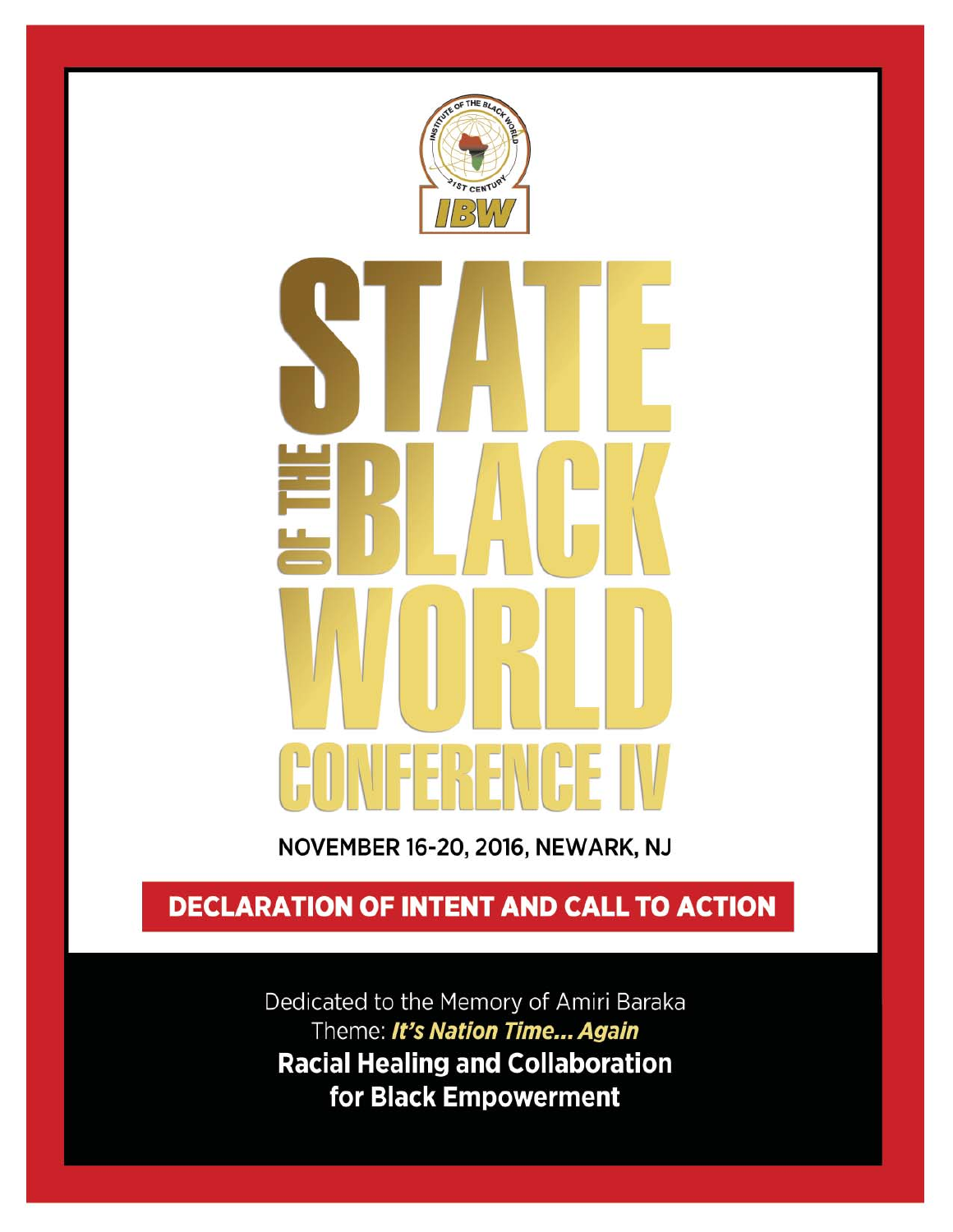INSTITUTE OF THE BLACK WORLD 21ST CENTURY

IBW

# STATE OF THE BLACK WORLD CONFERENCE IV

NOVEMBER 16-20, 2016, NEWARK, NJ

## DECLARATION OF INTENT AND CALL TO ACTION

Dedicated to the Memory of Amiri Baraka

Theme: ***It's Nation Time... Again***

**Racial Healing and Collaboration for Black Empowerment**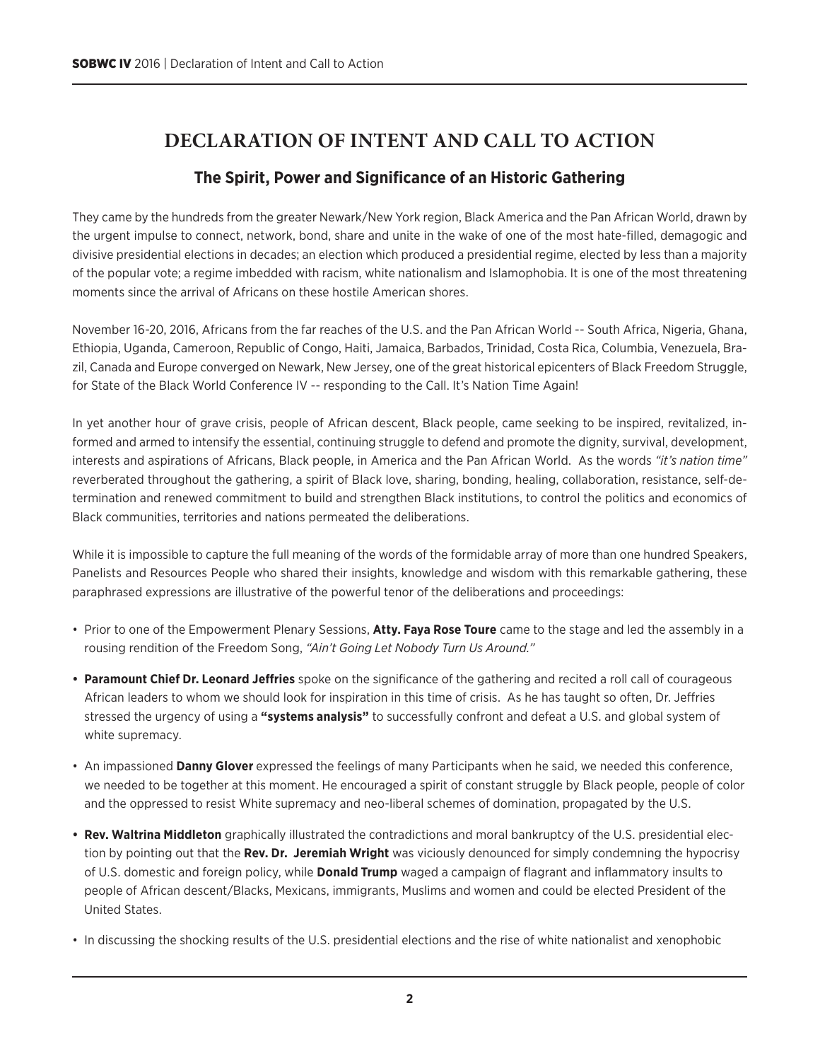# DECLARATION OF INTENT AND CALL TO ACTION

## The Spirit, Power and Significance of an Historic Gathering

They came by the hundreds from the greater Newark/New York region, Black America and the Pan African World, drawn by the urgent impulse to connect, network, bond, share and unite in the wake of one of the most hate-filled, demagogic and divisive presidential elections in decades; an election which produced a presidential regime, elected by less than a majority of the popular vote; a regime imbedded with racism, white nationalism and Islamophobia. It is one of the most threatening moments since the arrival of Africans on these hostile American shores.

November 16-20, 2016, Africans from the far reaches of the U.S. and the Pan African World -- South Africa, Nigeria, Ghana, Ethiopia, Uganda, Cameroon, Republic of Congo, Haiti, Jamaica, Barbados, Trinidad, Costa Rica, Columbia, Venezuela, Brazil, Canada and Europe converged on Newark, New Jersey, one of the great historical epicenters of Black Freedom Struggle, for State of the Black World Conference IV -- responding to the Call. It's Nation Time Again!

In yet another hour of grave crisis, people of African descent, Black people, came seeking to be inspired, revitalized, informed and armed to intensify the essential, continuing struggle to defend and promote the dignity, survival, development, interests and aspirations of Africans, Black people, in America and the Pan African World. As the words *"it's nation time"* reverberated throughout the gathering, a spirit of Black love, sharing, bonding, healing, collaboration, resistance, self-determination and renewed commitment to build and strengthen Black institutions, to control the politics and economics of Black communities, territories and nations permeated the deliberations.

While it is impossible to capture the full meaning of the words of the formidable array of more than one hundred Speakers, Panelists and Resources People who shared their insights, knowledge and wisdom with this remarkable gathering, these paraphrased expressions are illustrative of the powerful tenor of the deliberations and proceedings:

- Prior to one of the Empowerment Plenary Sessions, **Atty. Faya Rose Toure** came to the stage and led the assembly in a rousing rendition of the Freedom Song, *"Ain't Going Let Nobody Turn Us Around."*
- **Paramount Chief Dr. Leonard Jeffries** spoke on the significance of the gathering and recited a roll call of courageous African leaders to whom we should look for inspiration in this time of crisis. As he has taught so often, Dr. Jeffries stressed the urgency of using a **"systems analysis"** to successfully confront and defeat a U.S. and global system of white supremacy.
- An impassioned **Danny Glover** expressed the feelings of many Participants when he said, we needed this conference, we needed to be together at this moment. He encouraged a spirit of constant struggle by Black people, people of color and the oppressed to resist White supremacy and neo-liberal schemes of domination, propagated by the U.S.
- **Rev. Waltrina Middleton** graphically illustrated the contradictions and moral bankruptcy of the U.S. presidential election by pointing out that the **Rev. Dr. Jeremiah Wright** was viciously denounced for simply condemning the hypocrisy of U.S. domestic and foreign policy, while **Donald Trump** waged a campaign of flagrant and inflammatory insults to people of African descent/Blacks, Mexicans, immigrants, Muslims and women and could be elected President of the United States.
- In discussing the shocking results of the U.S. presidential elections and the rise of white nationalist and xenophobic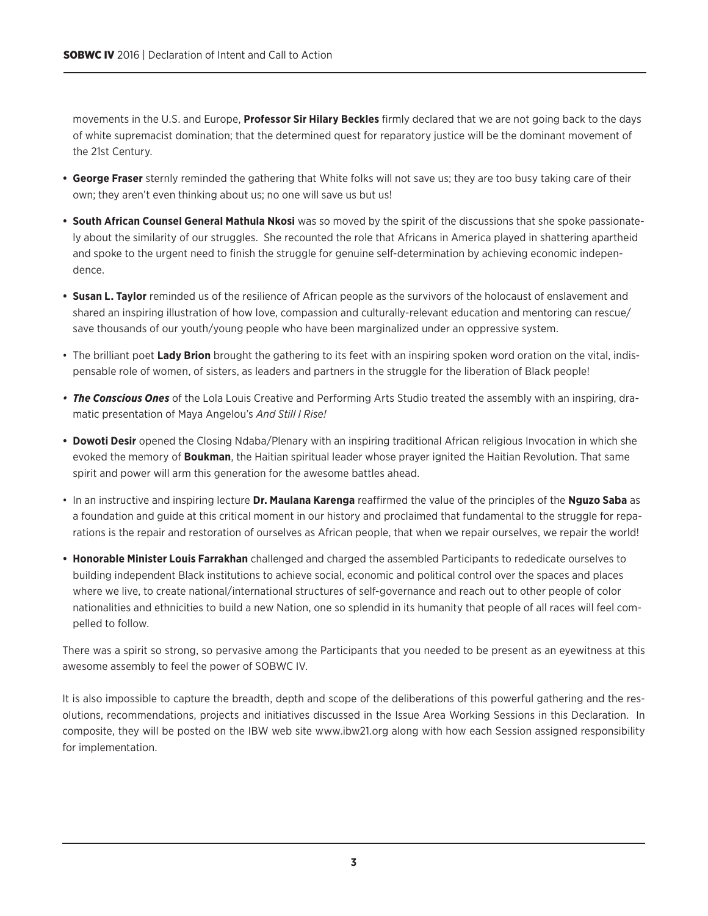movements in the U.S. and Europe, **Professor Sir Hilary Beckles** firmly declared that we are not going back to the days of white supremacist domination; that the determined quest for reparatory justice will be the dominant movement of the 21st Century.

- **George Fraser** sternly reminded the gathering that White folks will not save us; they are too busy taking care of their own; they aren't even thinking about us; no one will save us but us!
- **South African Counsel General Mathula Nkosi** was so moved by the spirit of the discussions that she spoke passionately about the similarity of our struggles. She recounted the role that Africans in America played in shattering apartheid and spoke to the urgent need to finish the struggle for genuine self-determination by achieving economic independence.
- **Susan L. Taylor** reminded us of the resilience of African people as the survivors of the holocaust of enslavement and shared an inspiring illustration of how love, compassion and culturally-relevant education and mentoring can rescue/save thousands of our youth/young people who have been marginalized under an oppressive system.
- The brilliant poet **Lady Brion** brought the gathering to its feet with an inspiring spoken word oration on the vital, indispensable role of women, of sisters, as leaders and partners in the struggle for the liberation of Black people!
- ***The Conscious Ones*** of the Lola Louis Creative and Performing Arts Studio treated the assembly with an inspiring, dramatic presentation of Maya Angelou's *And Still I Rise!*
- **Dowoti Desir** opened the Closing Ndaba/Plenary with an inspiring traditional African religious Invocation in which she evoked the memory of **Boukman**, the Haitian spiritual leader whose prayer ignited the Haitian Revolution. That same spirit and power will arm this generation for the awesome battles ahead.
- In an instructive and inspiring lecture **Dr. Maulana Karenga** reaffirmed the value of the principles of the **Nguzo Saba** as a foundation and guide at this critical moment in our history and proclaimed that fundamental to the struggle for reparations is the repair and restoration of ourselves as African people, that when we repair ourselves, we repair the world!
- **Honorable Minister Louis Farrakhan** challenged and charged the assembled Participants to rededicate ourselves to building independent Black institutions to achieve social, economic and political control over the spaces and places where we live, to create national/international structures of self-governance and reach out to other people of color nationalities and ethnicities to build a new Nation, one so splendid in its humanity that people of all races will feel compelled to follow.

There was a spirit so strong, so pervasive among the Participants that you needed to be present as an eyewitness at this awesome assembly to feel the power of SOBWC IV.

It is also impossible to capture the breadth, depth and scope of the deliberations of this powerful gathering and the resolutions, recommendations, projects and initiatives discussed in the Issue Area Working Sessions in this Declaration. In composite, they will be posted on the IBW web site www.ibw21.org along with how each Session assigned responsibility for implementation.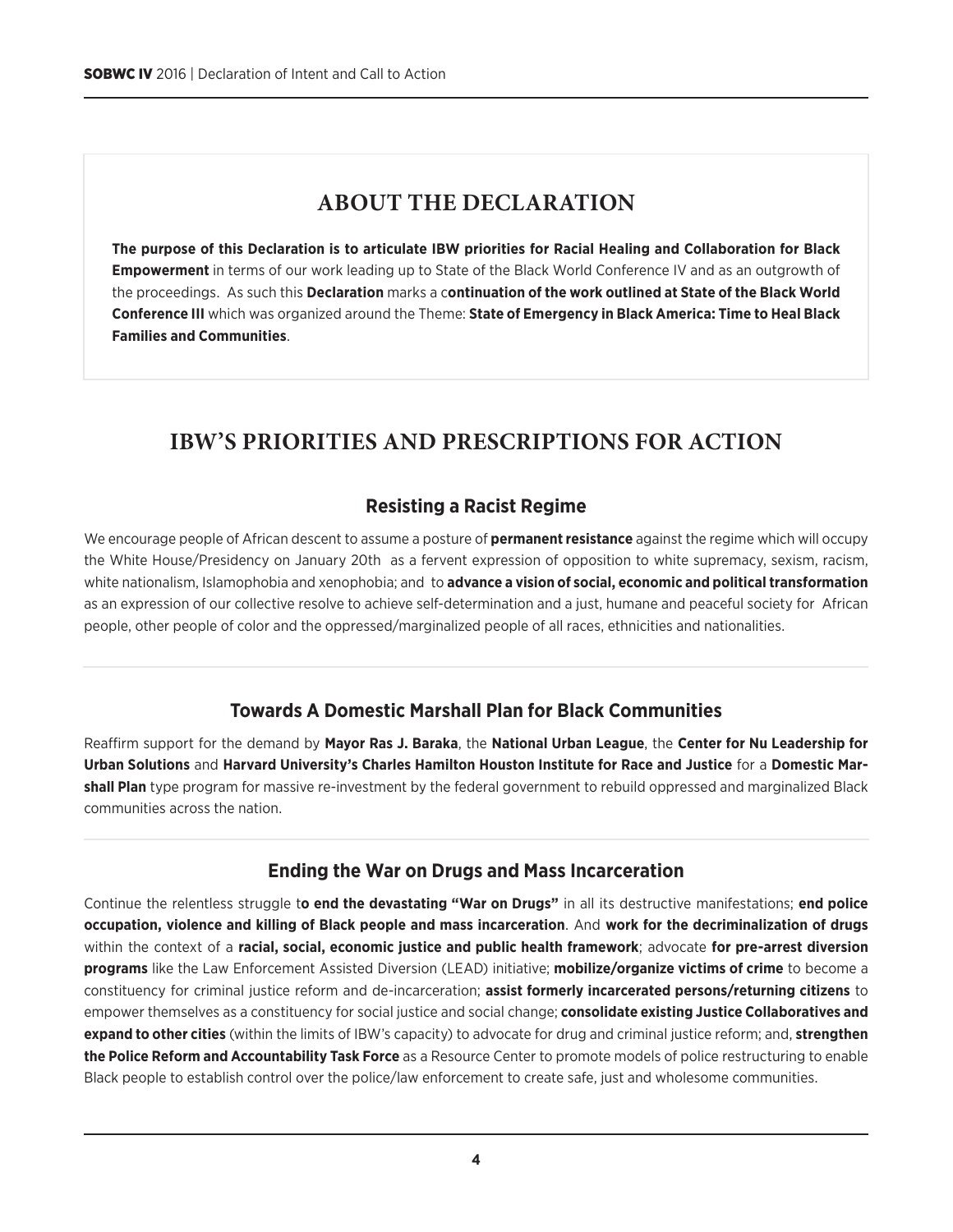## ABOUT THE DECLARATION

**The purpose of this Declaration is to articulate IBW priorities for Racial Healing and Collaboration for Black Empowerment** in terms of our work leading up to State of the Black World Conference IV and as an outgrowth of the proceedings. As such this **Declaration** marks a c**ontinuation of the work outlined at State of the Black World Conference III** which was organized around the Theme: **State of Emergency in Black America: Time to Heal Black Families and Communities**.

## IBW'S PRIORITIES AND PRESCRIPTIONS FOR ACTION

### Resisting a Racist Regime

We encourage people of African descent to assume a posture of **permanent resistance** against the regime which will occupy the White House/Presidency on January 20th as a fervent expression of opposition to white supremacy, sexism, racism, white nationalism, Islamophobia and xenophobia; and to **advance a vision of social, economic and political transformation** as an expression of our collective resolve to achieve self-determination and a just, humane and peaceful society for African people, other people of color and the oppressed/marginalized people of all races, ethnicities and nationalities.

### Towards A Domestic Marshall Plan for Black Communities

Reaffirm support for the demand by **Mayor Ras J. Baraka**, the **National Urban League**, the **Center for Nu Leadership for Urban Solutions** and **Harvard University's Charles Hamilton Houston Institute for Race and Justice** for a **Domestic Marshall Plan** type program for massive re-investment by the federal government to rebuild oppressed and marginalized Black communities across the nation.

### Ending the War on Drugs and Mass Incarceration

Continue the relentless struggle t**o end the devastating "War on Drugs"** in all its destructive manifestations; **end police occupation, violence and killing of Black people and mass incarceration**. And **work for the decriminalization of drugs** within the context of a **racial, social, economic justice and public health framework**; advocate **for pre-arrest diversion programs** like the Law Enforcement Assisted Diversion (LEAD) initiative; **mobilize/organize victims of crime** to become a constituency for criminal justice reform and de-incarceration; **assist formerly incarcerated persons/returning citizens** to empower themselves as a constituency for social justice and social change; **consolidate existing Justice Collaboratives and expand to other cities** (within the limits of IBW's capacity) to advocate for drug and criminal justice reform; and, **strengthen the Police Reform and Accountability Task Force** as a Resource Center to promote models of police restructuring to enable Black people to establish control over the police/law enforcement to create safe, just and wholesome communities.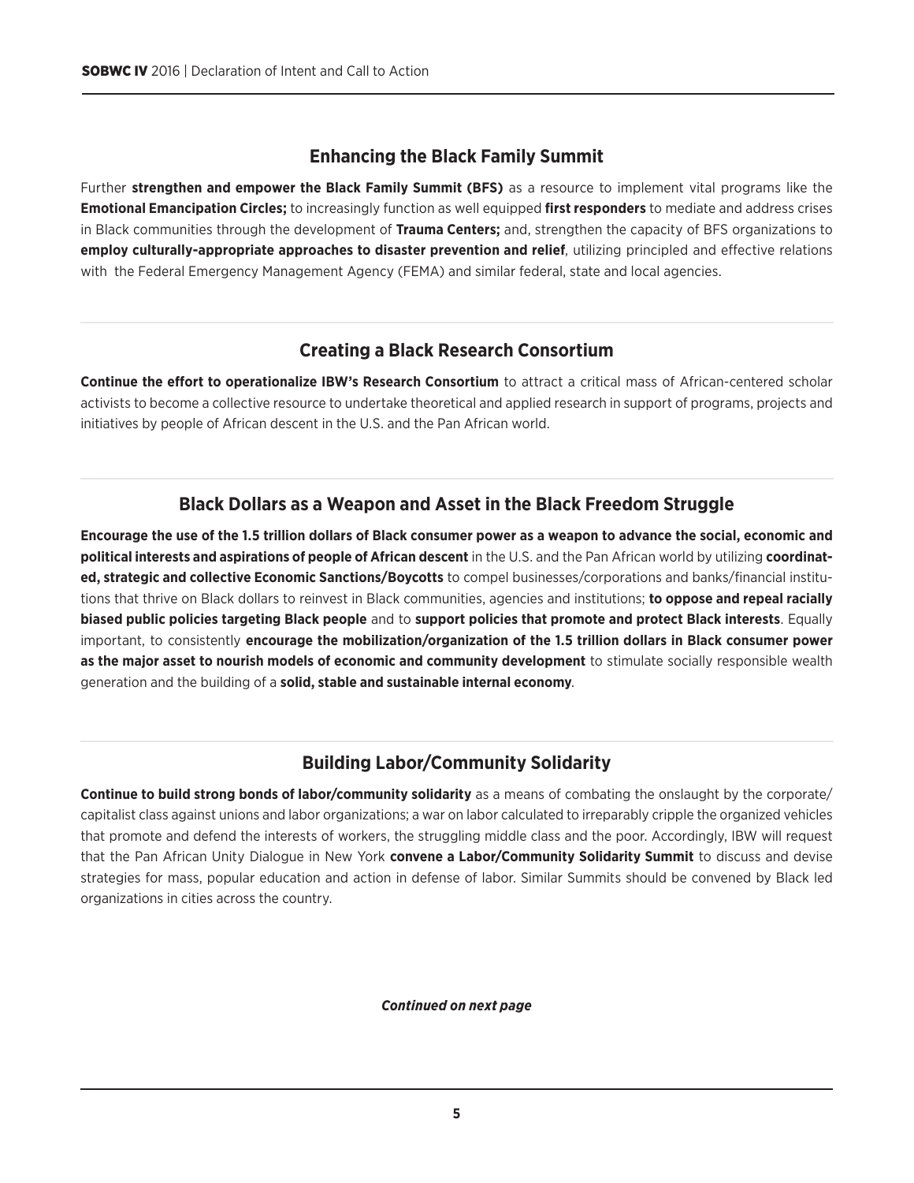## Enhancing the Black Family Summit

Further **strengthen and empower the Black Family Summit (BFS)** as a resource to implement vital programs like the **Emotional Emancipation Circles;** to increasingly function as well equipped **first responders** to mediate and address crises in Black communities through the development of **Trauma Centers;** and, strengthen the capacity of BFS organizations to **employ culturally-appropriate approaches to disaster prevention and relief**, utilizing principled and effective relations with the Federal Emergency Management Agency (FEMA) and similar federal, state and local agencies.

## Creating a Black Research Consortium

**Continue the effort to operationalize IBW's Research Consortium** to attract a critical mass of African-centered scholar activists to become a collective resource to undertake theoretical and applied research in support of programs, projects and initiatives by people of African descent in the U.S. and the Pan African world.

## Black Dollars as a Weapon and Asset in the Black Freedom Struggle

**Encourage the use of the 1.5 trillion dollars of Black consumer power as a weapon to advance the social, economic and political interests and aspirations of people of African descent** in the U.S. and the Pan African world by utilizing **coordinated, strategic and collective Economic Sanctions/Boycotts** to compel businesses/corporations and banks/financial institutions that thrive on Black dollars to reinvest in Black communities, agencies and institutions; **to oppose and repeal racially biased public policies targeting Black people** and to **support policies that promote and protect Black interests**. Equally important, to consistently **encourage the mobilization/organization of the 1.5 trillion dollars in Black consumer power as the major asset to nourish models of economic and community development** to stimulate socially responsible wealth generation and the building of a **solid, stable and sustainable internal economy**.

## Building Labor/Community Solidarity

**Continue to build strong bonds of labor/community solidarity** as a means of combating the onslaught by the corporate/capitalist class against unions and labor organizations; a war on labor calculated to irreparably cripple the organized vehicles that promote and defend the interests of workers, the struggling middle class and the poor. Accordingly, IBW will request that the Pan African Unity Dialogue in New York **convene a Labor/Community Solidarity Summit** to discuss and devise strategies for mass, popular education and action in defense of labor. Similar Summits should be convened by Black led organizations in cities across the country.

***Continued on next page***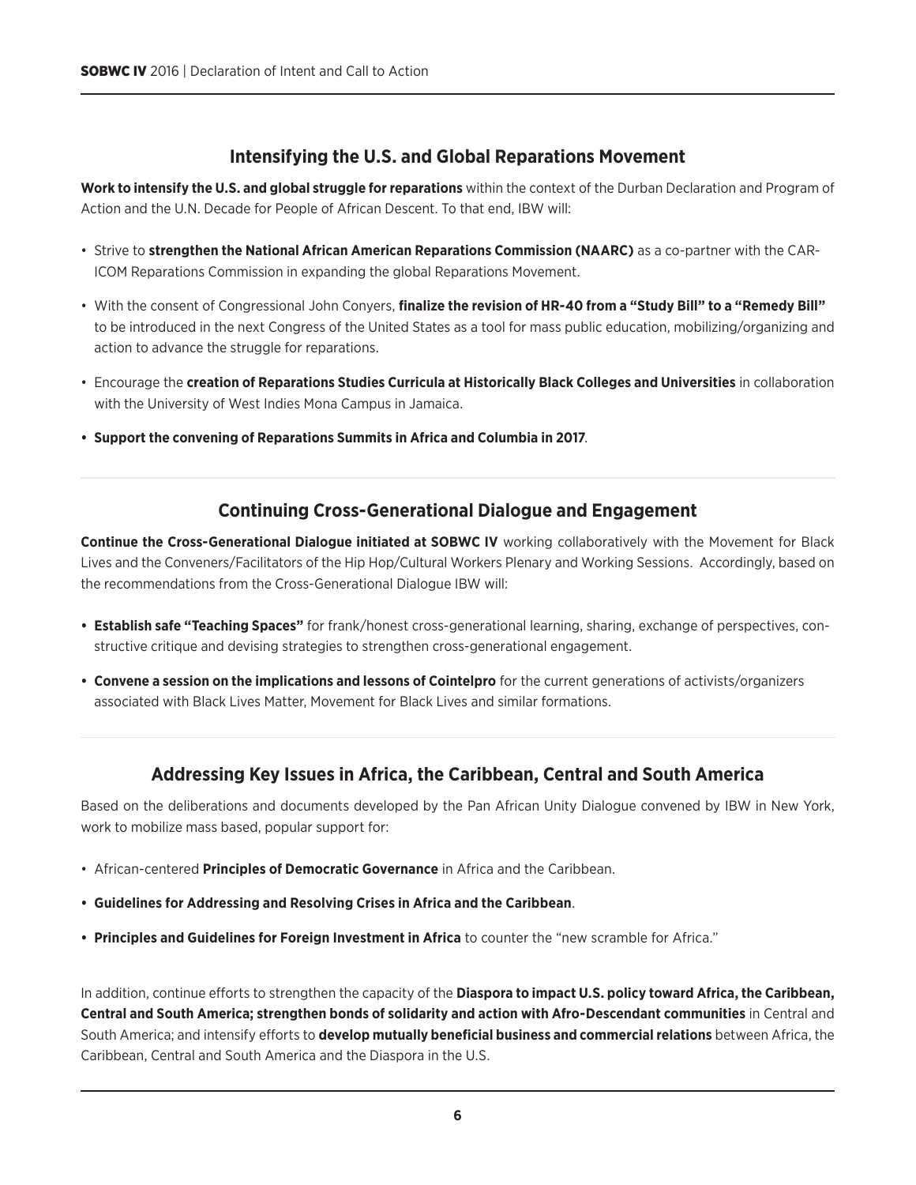## Intensifying the U.S. and Global Reparations Movement

**Work to intensify the U.S. and global struggle for reparations** within the context of the Durban Declaration and Program of Action and the U.N. Decade for People of African Descent. To that end, IBW will:

- Strive to **strengthen the National African American Reparations Commission (NAARC)** as a co-partner with the CARICOM Reparations Commission in expanding the global Reparations Movement.
- With the consent of Congressional John Conyers, **finalize the revision of HR-40 from a "Study Bill" to a "Remedy Bill"** to be introduced in the next Congress of the United States as a tool for mass public education, mobilizing/organizing and action to advance the struggle for reparations.
- Encourage the **creation of Reparations Studies Curricula at Historically Black Colleges and Universities** in collaboration with the University of West Indies Mona Campus in Jamaica.
- **Support the convening of Reparations Summits in Africa and Columbia in 2017**.

## Continuing Cross-Generational Dialogue and Engagement

**Continue the Cross-Generational Dialogue initiated at SOBWC IV** working collaboratively with the Movement for Black Lives and the Conveners/Facilitators of the Hip Hop/Cultural Workers Plenary and Working Sessions. Accordingly, based on the recommendations from the Cross-Generational Dialogue IBW will:

- **Establish safe "Teaching Spaces"** for frank/honest cross-generational learning, sharing, exchange of perspectives, constructive critique and devising strategies to strengthen cross-generational engagement.
- **Convene a session on the implications and lessons of Cointelpro** for the current generations of activists/organizers associated with Black Lives Matter, Movement for Black Lives and similar formations.

## Addressing Key Issues in Africa, the Caribbean, Central and South America

Based on the deliberations and documents developed by the Pan African Unity Dialogue convened by IBW in New York, work to mobilize mass based, popular support for:

- African-centered **Principles of Democratic Governance** in Africa and the Caribbean.
- **Guidelines for Addressing and Resolving Crises in Africa and the Caribbean**.
- **Principles and Guidelines for Foreign Investment in Africa** to counter the "new scramble for Africa."

In addition, continue efforts to strengthen the capacity of the **Diaspora to impact U.S. policy toward Africa, the Caribbean, Central and South America; strengthen bonds of solidarity and action with Afro-Descendant communities** in Central and South America; and intensify efforts to **develop mutually beneficial business and commercial relations** between Africa, the Caribbean, Central and South America and the Diaspora in the U.S.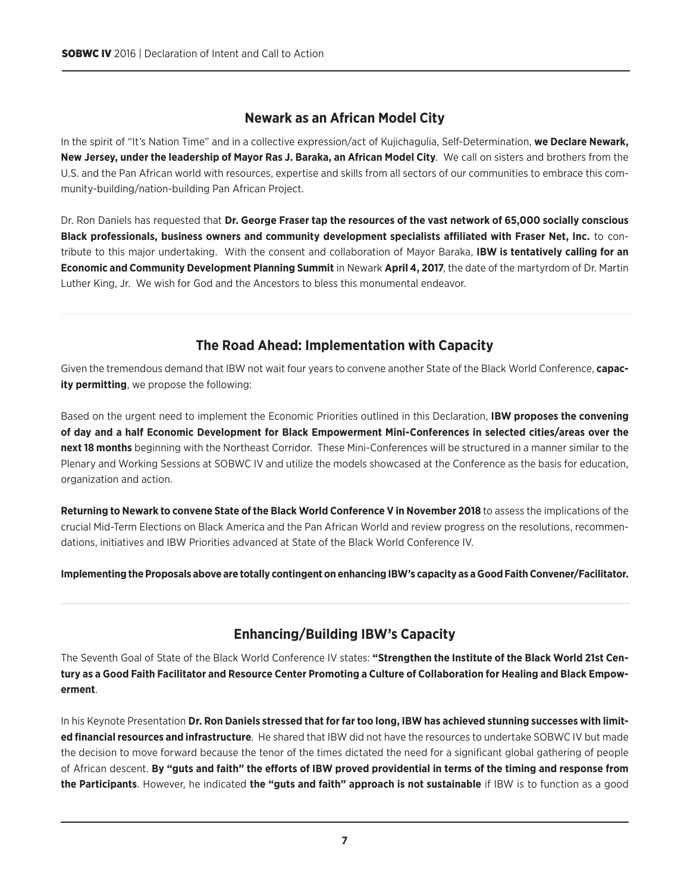## Newark as an African Model City

In the spirit of "It's Nation Time" and in a collective expression/act of Kujichagulia, Self-Determination, **we Declare Newark, New Jersey, under the leadership of Mayor Ras J. Baraka, an African Model City**. We call on sisters and brothers from the U.S. and the Pan African world with resources, expertise and skills from all sectors of our communities to embrace this community-building/nation-building Pan African Project.

Dr. Ron Daniels has requested that **Dr. George Fraser tap the resources of the vast network of 65,000 socially conscious Black professionals, business owners and community development specialists affiliated with Fraser Net, Inc.** to contribute to this major undertaking. With the consent and collaboration of Mayor Baraka, **IBW is tentatively calling for an Economic and Community Development Planning Summit** in Newark **April 4, 2017**, the date of the martyrdom of Dr. Martin Luther King, Jr. We wish for God and the Ancestors to bless this monumental endeavor.

## The Road Ahead: Implementation with Capacity

Given the tremendous demand that IBW not wait four years to convene another State of the Black World Conference, **capacity permitting**, we propose the following:

Based on the urgent need to implement the Economic Priorities outlined in this Declaration, **IBW proposes the convening of day and a half Economic Development for Black Empowerment Mini-Conferences in selected cities/areas over the next 18 months** beginning with the Northeast Corridor. These Mini-Conferences will be structured in a manner similar to the Plenary and Working Sessions at SOBWC IV and utilize the models showcased at the Conference as the basis for education, organization and action.

**Returning to Newark to convene State of the Black World Conference V in November 2018** to assess the implications of the crucial Mid-Term Elections on Black America and the Pan African World and review progress on the resolutions, recommendations, initiatives and IBW Priorities advanced at State of the Black World Conference IV.

**Implementing the Proposals above are totally contingent on enhancing IBW's capacity as a Good Faith Convener/Facilitator.**

## Enhancing/Building IBW's Capacity

The Seventh Goal of State of the Black World Conference IV states: **"Strengthen the Institute of the Black World 21st Century as a Good Faith Facilitator and Resource Center Promoting a Culture of Collaboration for Healing and Black Empowerment**.

In his Keynote Presentation **Dr. Ron Daniels stressed that for far too long, IBW has achieved stunning successes with limited financial resources and infrastructure**. He shared that IBW did not have the resources to undertake SOBWC IV but made the decision to move forward because the tenor of the times dictated the need for a significant global gathering of people of African descent. **By "guts and faith" the efforts of IBW proved providential in terms of the timing and response from the Participants**. However, he indicated **the "guts and faith" approach is not sustainable** if IBW is to function as a good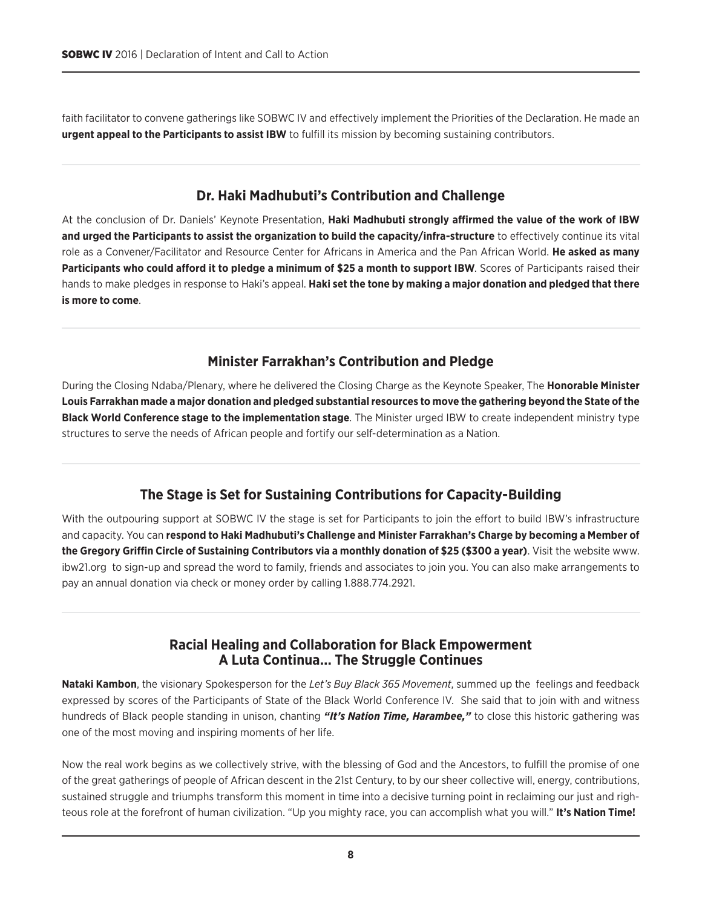faith facilitator to convene gatherings like SOBWC IV and effectively implement the Priorities of the Declaration. He made an **urgent appeal to the Participants to assist IBW** to fulfill its mission by becoming sustaining contributors.

## Dr. Haki Madhubuti's Contribution and Challenge

At the conclusion of Dr. Daniels' Keynote Presentation, **Haki Madhubuti strongly affirmed the value of the work of IBW and urged the Participants to assist the organization to build the capacity/infra-structure** to effectively continue its vital role as a Convener/Facilitator and Resource Center for Africans in America and the Pan African World. **He asked as many Participants who could afford it to pledge a minimum of $25 a month to support IBW**. Scores of Participants raised their hands to make pledges in response to Haki's appeal. **Haki set the tone by making a major donation and pledged that there is more to come**.

## Minister Farrakhan's Contribution and Pledge

During the Closing Ndaba/Plenary, where he delivered the Closing Charge as the Keynote Speaker, The **Honorable Minister Louis Farrakhan made a major donation and pledged substantial resources to move the gathering beyond the State of the Black World Conference stage to the implementation stage**. The Minister urged IBW to create independent ministry type structures to serve the needs of African people and fortify our self-determination as a Nation.

## The Stage is Set for Sustaining Contributions for Capacity-Building

With the outpouring support at SOBWC IV the stage is set for Participants to join the effort to build IBW's infrastructure and capacity. You can **respond to Haki Madhubuti's Challenge and Minister Farrakhan's Charge by becoming a Member of the Gregory Griffin Circle of Sustaining Contributors via a monthly donation of $25 ($300 a year)**. Visit the website www.ibw21.org to sign-up and spread the word to family, friends and associates to join you. You can also make arrangements to pay an annual donation via check or money order by calling 1.888.774.2921.

## Racial Healing and Collaboration for Black Empowerment A Luta Continua… The Struggle Continues

**Nataki Kambon**, the visionary Spokesperson for the *Let's Buy Black 365 Movement*, summed up the feelings and feedback expressed by scores of the Participants of State of the Black World Conference IV. She said that to join with and witness hundreds of Black people standing in unison, chanting ***"It's Nation Time, Harambee,"*** to close this historic gathering was one of the most moving and inspiring moments of her life.

Now the real work begins as we collectively strive, with the blessing of God and the Ancestors, to fulfill the promise of one of the great gatherings of people of African descent in the 21st Century, to by our sheer collective will, energy, contributions, sustained struggle and triumphs transform this moment in time into a decisive turning point in reclaiming our just and righteous role at the forefront of human civilization. "Up you mighty race, you can accomplish what you will." **It's Nation Time!**